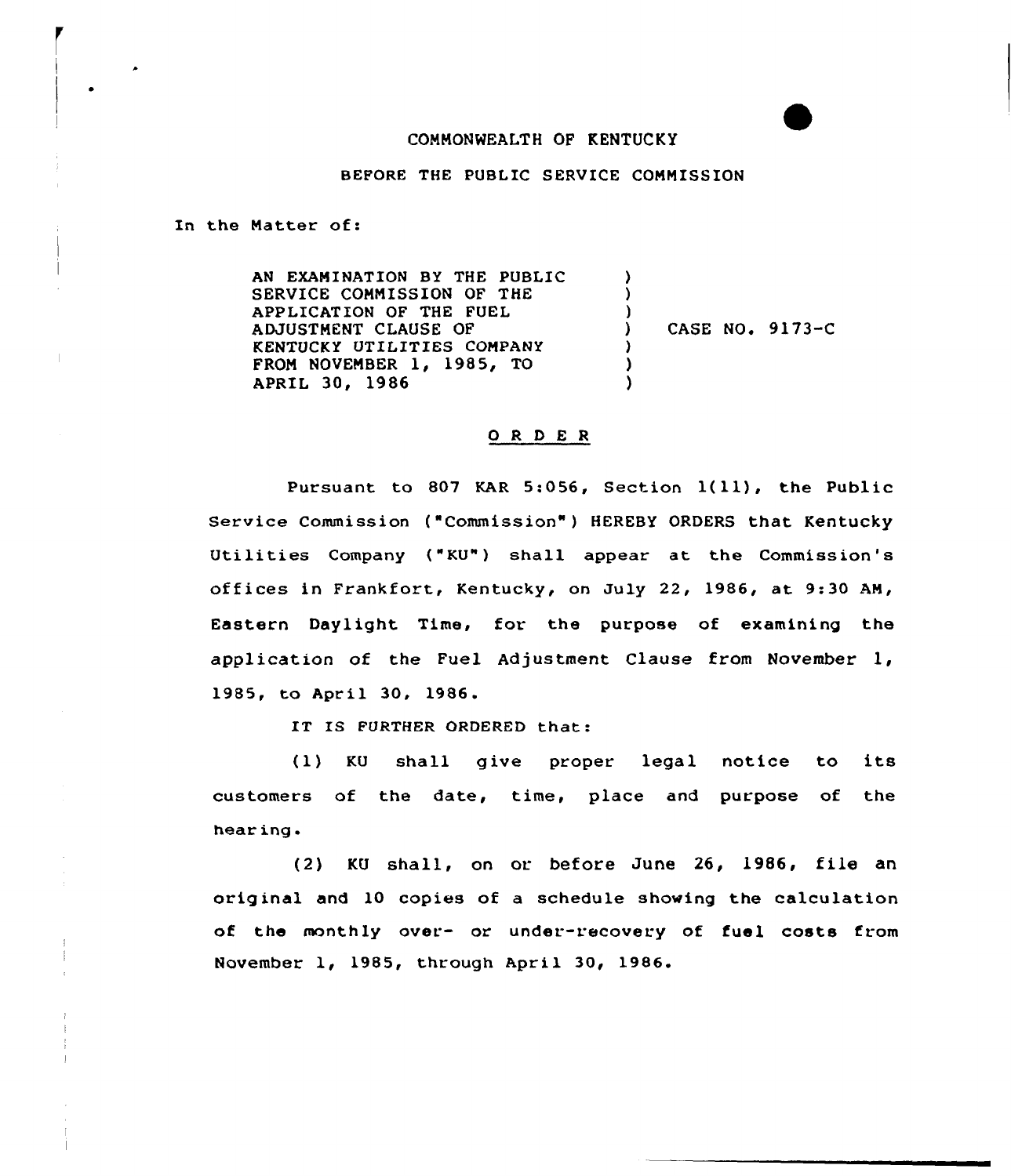COMMONWEALTH OF KENTUCKY

BEFORE THE PUBLIC SERVICE COMMISSION

In the Matter of:

| | | |
|---|---|---|
| AN EXAMINATION BY THE PUBLIC SERVICE COMMISSION OF THE APPLICATION OF THE FUEL ADJUSTMENT CLAUSE OF KENTUCKY UTILITIES COMPANY FROM NOVEMBER 1, 1985, TO APRIL 30, 1986 | ) | CASE NO. 9173-C |

## O R D E R

Pursuant to 807 KAR 5:056, Section 1(11), the Public Service Commission ("Commission") HEREBY ORDERS that Kentucky Utilities Company ("KU") shall appear at the Commission's offices in Frankfort, Kentucky, on July 22, 1986, at 9:30 AM, Eastern Daylight Time, for the purpose of examining the application of the Fuel Adjustment Clause from November 1, 1985, to April 30, 1986.

IT IS FURTHER ORDERED that:

(1) KU shall give proper legal notice to its customers of the date, time, place and purpose of the hearing.

(2) KU shall, on or before June 26, 1986, file an original and 10 copies of a schedule showing the calculation of the monthly over- or under-recovery of fuel costs from November 1, 1985, through April 30, 1986.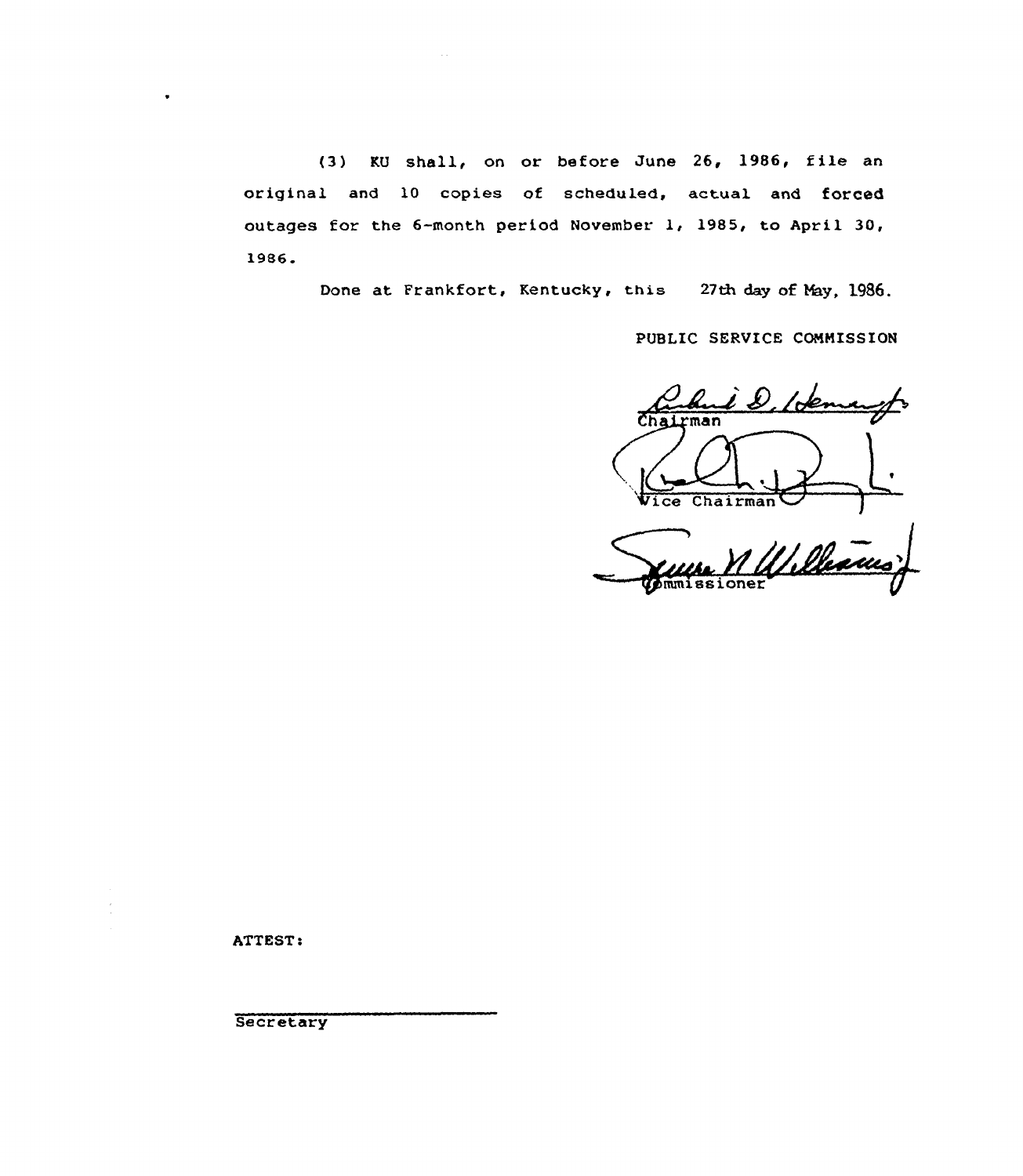(3) KU shall, on or before June 26, 1986, file an original and 10 copies of scheduled, actual and forced outages for the 6-month period November 1, 1985, to April 30, 1986.

Done at Frankfort, Kentucky, this 27th day of May, 1986.

PUBLIC SERVICE COMMISSION

Chairman

Vice Chairman

Commissioner

ATTEST:

Secretary